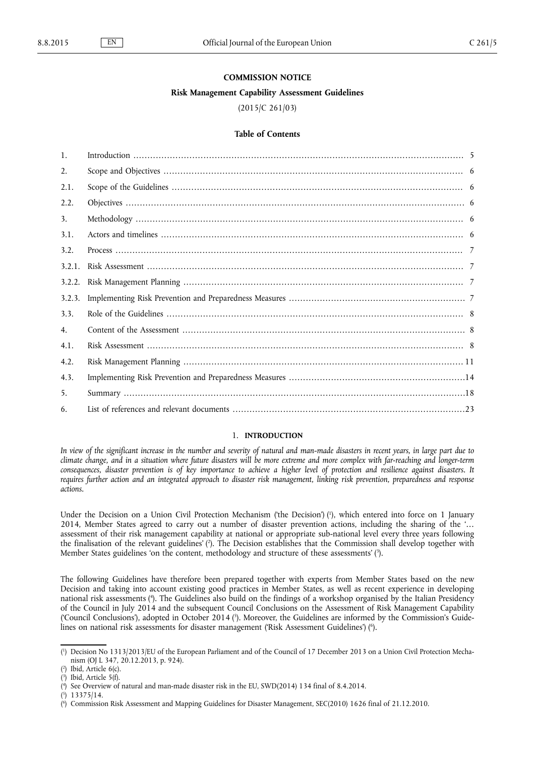# COMMISSION NOTICE

## Risk Management Capability Assessment Guidelines

(2015/C 261/03)

### Table of Contents

| | | |
|---|---|---|
| 1. | Introduction | 5 |
| 2. | Scope and Objectives | 6 |
| 2.1. | Scope of the Guidelines | 6 |
| 2.2. | Objectives | 6 |
| 3. | Methodology | 6 |
| 3.1. | Actors and timelines | 6 |
| 3.2. | Process | 7 |
| 3.2.1. | Risk Assessment | 7 |
| 3.2.2. | Risk Management Planning | 7 |
| 3.2.3. | Implementing Risk Prevention and Preparedness Measures | 7 |
| 3.3. | Role of the Guidelines | 8 |
| 4. | Content of the Assessment | 8 |
| 4.1. | Risk Assessment | 8 |
| 4.2. | Risk Management Planning | 11 |
| 4.3. | Implementing Risk Prevention and Preparedness Measures | 14 |
| 5. | Summary | 18 |
| 6. | List of references and relevant documents | 23 |

## 1. INTRODUCTION

*In view of the significant increase in the number and severity of natural and man-made disasters in recent years, in large part due to climate change, and in a situation where future disasters will be more extreme and more complex with far-reaching and longer-term consequences, disaster prevention is of key importance to achieve a higher level of protection and resilience against disasters. It requires further action and an integrated approach to disaster risk management, linking risk prevention, preparedness and response actions.*

Under the Decision on a Union Civil Protection Mechanism ('the Decision') [1], which entered into force on 1 January 2014, Member States agreed to carry out a number of disaster prevention actions, including the sharing of the '… assessment of their risk management capability at national or appropriate sub-national level every three years following the finalisation of the relevant guidelines' [2]. The Decision establishes that the Commission shall develop together with Member States guidelines 'on the content, methodology and structure of these assessments' [3].

The following Guidelines have therefore been prepared together with experts from Member States based on the new Decision and taking into account existing good practices in Member States, as well as recent experience in developing national risk assessments [4]. The Guidelines also build on the findings of a workshop organised by the Italian Presidency of the Council in July 2014 and the subsequent Council Conclusions on the Assessment of Risk Management Capability ('Council Conclusions'), adopted in October 2014 [5]. Moreover, the Guidelines are informed by the Commission's Guidelines on national risk assessments for disaster management ('Risk Assessment Guidelines') [6].

---

[1] Decision No 1313/2013/EU of the European Parliament and of the Council of 17 December 2013 on a Union Civil Protection Mechanism (OJ L 347, 20.12.2013, p. 924).

[2] Ibid, Article 6(c).

[3] Ibid, Article 5(f).

[4] See Overview of natural and man-made disaster risk in the EU, SWD(2014) 134 final of 8.4.2014.

[5] 13375/14.

[6] Commission Risk Assessment and Mapping Guidelines for Disaster Management, SEC(2010) 1626 final of 21.12.2010.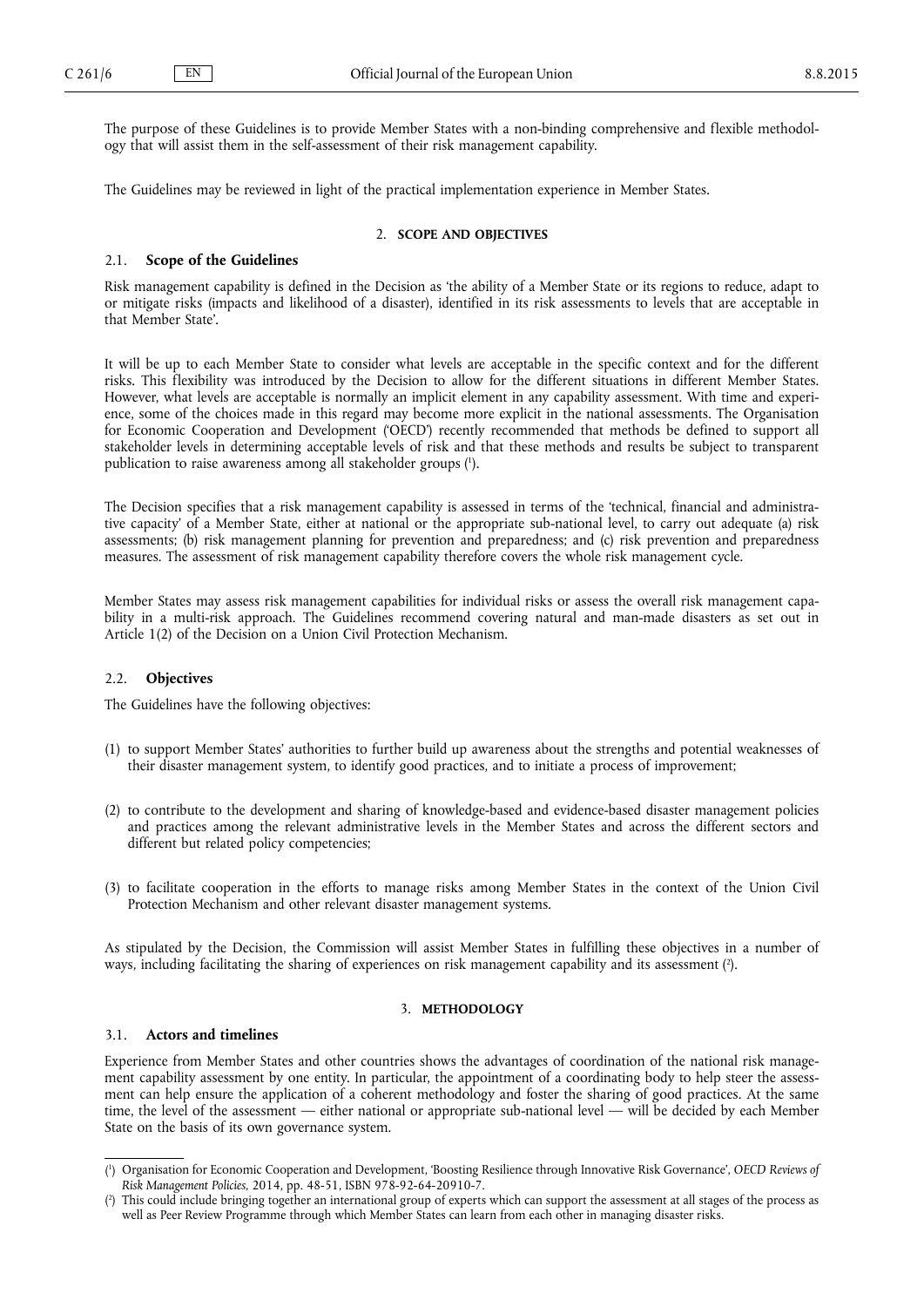The purpose of these Guidelines is to provide Member States with a non-binding comprehensive and flexible methodology that will assist them in the self-assessment of their risk management capability.

The Guidelines may be reviewed in light of the practical implementation experience in Member States.

## 2. SCOPE AND OBJECTIVES

### 2.1. Scope of the Guidelines

Risk management capability is defined in the Decision as 'the ability of a Member State or its regions to reduce, adapt to or mitigate risks (impacts and likelihood of a disaster), identified in its risk assessments to levels that are acceptable in that Member State'.

It will be up to each Member State to consider what levels are acceptable in the specific context and for the different risks. This flexibility was introduced by the Decision to allow for the different situations in different Member States. However, what levels are acceptable is normally an implicit element in any capability assessment. With time and experience, some of the choices made in this regard may become more explicit in the national assessments. The Organisation for Economic Cooperation and Development ('OECD') recently recommended that methods be defined to support all stakeholder levels in determining acceptable levels of risk and that these methods and results be subject to transparent publication to raise awareness among all stakeholder groups [1].

The Decision specifies that a risk management capability is assessed in terms of the 'technical, financial and administrative capacity' of a Member State, either at national or the appropriate sub-national level, to carry out adequate (a) risk assessments; (b) risk management planning for prevention and preparedness; and (c) risk prevention and preparedness measures. The assessment of risk management capability therefore covers the whole risk management cycle.

Member States may assess risk management capabilities for individual risks or assess the overall risk management capability in a multi-risk approach. The Guidelines recommend covering natural and man-made disasters as set out in Article 1(2) of the Decision on a Union Civil Protection Mechanism.

### 2.2. Objectives

The Guidelines have the following objectives:

(1) to support Member States' authorities to further build up awareness about the strengths and potential weaknesses of their disaster management system, to identify good practices, and to initiate a process of improvement;

(2) to contribute to the development and sharing of knowledge-based and evidence-based disaster management policies and practices among the relevant administrative levels in the Member States and across the different sectors and different but related policy competencies;

(3) to facilitate cooperation in the efforts to manage risks among Member States in the context of the Union Civil Protection Mechanism and other relevant disaster management systems.

As stipulated by the Decision, the Commission will assist Member States in fulfilling these objectives in a number of ways, including facilitating the sharing of experiences on risk management capability and its assessment [2].

## 3. METHODOLOGY

### 3.1. Actors and timelines

Experience from Member States and other countries shows the advantages of coordination of the national risk management capability assessment by one entity. In particular, the appointment of a coordinating body to help steer the assessment can help ensure the application of a coherent methodology and foster the sharing of good practices. At the same time, the level of the assessment — either national or appropriate sub-national level — will be decided by each Member State on the basis of its own governance system.

---

[1] Organisation for Economic Cooperation and Development, 'Boosting Resilience through Innovative Risk Governance', *OECD Reviews of Risk Management Policies*, 2014, pp. 48-51, ISBN 978-92-64-20910-7.

[2] This could include bringing together an international group of experts which can support the assessment at all stages of the process as well as Peer Review Programme through which Member States can learn from each other in managing disaster risks.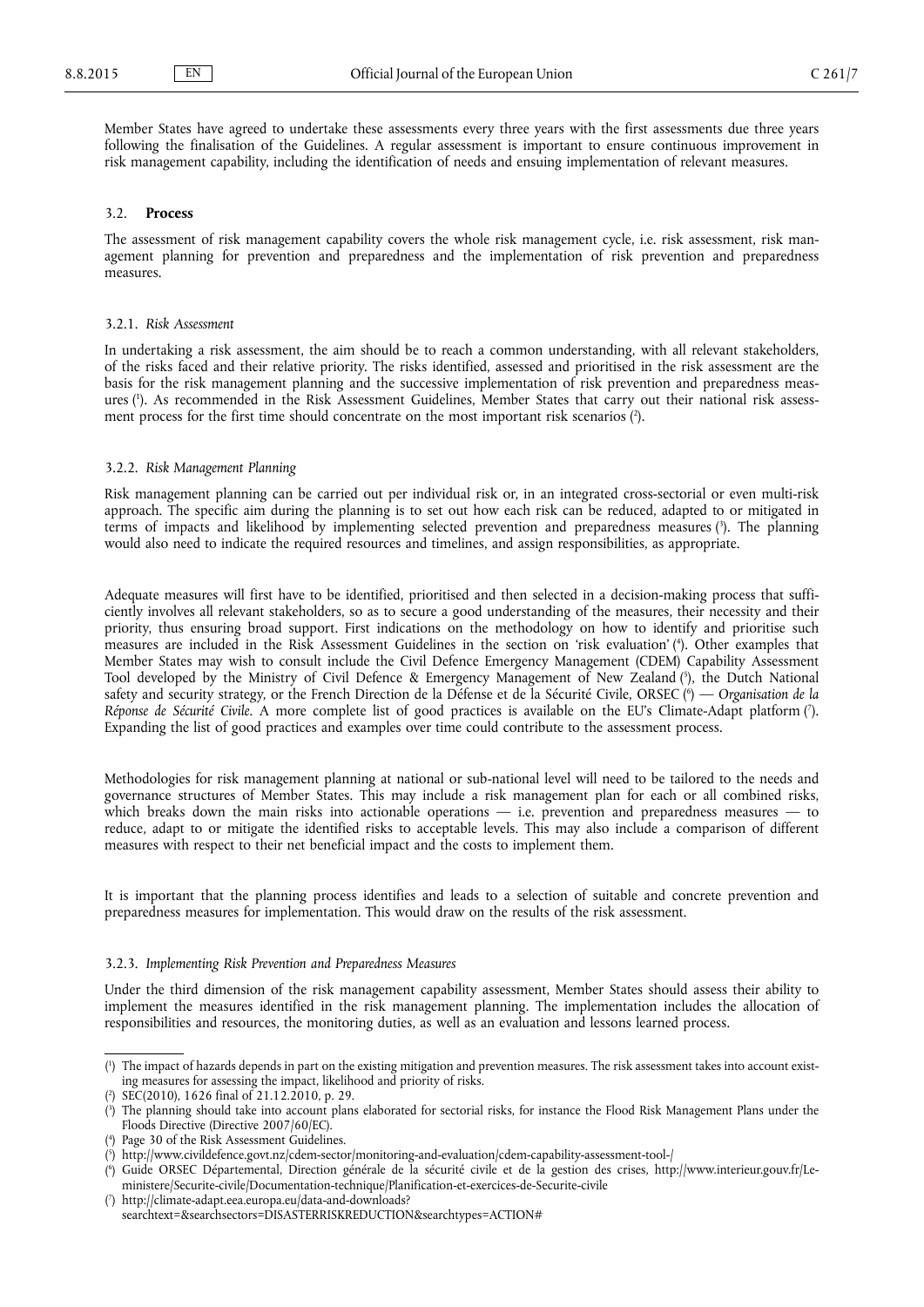Member States have agreed to undertake these assessments every three years with the first assessments due three years following the finalisation of the Guidelines. A regular assessment is important to ensure continuous improvement in risk management capability, including the identification of needs and ensuing implementation of relevant measures.

### 3.2. **Process**

The assessment of risk management capability covers the whole risk management cycle, i.e. risk assessment, risk management planning for prevention and preparedness and the implementation of risk prevention and preparedness measures.

#### 3.2.1. *Risk Assessment*

In undertaking a risk assessment, the aim should be to reach a common understanding, with all relevant stakeholders, of the risks faced and their relative priority. The risks identified, assessed and prioritised in the risk assessment are the basis for the risk management planning and the successive implementation of risk prevention and preparedness measures [1]. As recommended in the Risk Assessment Guidelines, Member States that carry out their national risk assessment process for the first time should concentrate on the most important risk scenarios [2].

#### 3.2.2. *Risk Management Planning*

Risk management planning can be carried out per individual risk or, in an integrated cross-sectorial or even multi-risk approach. The specific aim during the planning is to set out how each risk can be reduced, adapted to or mitigated in terms of impacts and likelihood by implementing selected prevention and preparedness measures [3]. The planning would also need to indicate the required resources and timelines, and assign responsibilities, as appropriate.

Adequate measures will first have to be identified, prioritised and then selected in a decision-making process that sufficiently involves all relevant stakeholders, so as to secure a good understanding of the measures, their necessity and their priority, thus ensuring broad support. First indications on the methodology on how to identify and prioritise such measures are included in the Risk Assessment Guidelines in the section on 'risk evaluation' [4]. Other examples that Member States may wish to consult include the Civil Defence Emergency Management (CDEM) Capability Assessment Tool developed by the Ministry of Civil Defence & Emergency Management of New Zealand [5], the Dutch National safety and security strategy, or the French Direction de la Défense et de la Sécurité Civile, ORSEC [6] — *Organisation de la Réponse de Sécurité Civile*. A more complete list of good practices is available on the EU's Climate-Adapt platform [7]. Expanding the list of good practices and examples over time could contribute to the assessment process.

Methodologies for risk management planning at national or sub-national level will need to be tailored to the needs and governance structures of Member States. This may include a risk management plan for each or all combined risks, which breaks down the main risks into actionable operations — i.e. prevention and preparedness measures — to reduce, adapt to or mitigate the identified risks to acceptable levels. This may also include a comparison of different measures with respect to their net beneficial impact and the costs to implement them.

It is important that the planning process identifies and leads to a selection of suitable and concrete prevention and preparedness measures for implementation. This would draw on the results of the risk assessment.

#### 3.2.3. *Implementing Risk Prevention and Preparedness Measures*

Under the third dimension of the risk management capability assessment, Member States should assess their ability to implement the measures identified in the risk management planning. The implementation includes the allocation of responsibilities and resources, the monitoring duties, as well as an evaluation and lessons learned process.

---

[1] The impact of hazards depends in part on the existing mitigation and prevention measures. The risk assessment takes into account existing measures for assessing the impact, likelihood and priority of risks.

[2] SEC(2010), 1626 final of 21.12.2010, p. 29.

[3] The planning should take into account plans elaborated for sectorial risks, for instance the Flood Risk Management Plans under the Floods Directive (Directive 2007/60/EC).

[4] Page 30 of the Risk Assessment Guidelines.

[5] http://www.civildefence.govt.nz/cdem-sector/monitoring-and-evaluation/cdem-capability-assessment-tool-/

[6] Guide ORSEC Départemental, Direction générale de la sécurité civile et de la gestion des crises, http://www.interieur.gouv.fr/Le-ministere/Securite-civile/Documentation-technique/Planification-et-exercices-de-Securite-civile

[7] http://climate-adapt.eea.europa.eu/data-and-downloads?searchtext=&searchsectors=DISASTERRISKREDUCTION&searchtypes=ACTION#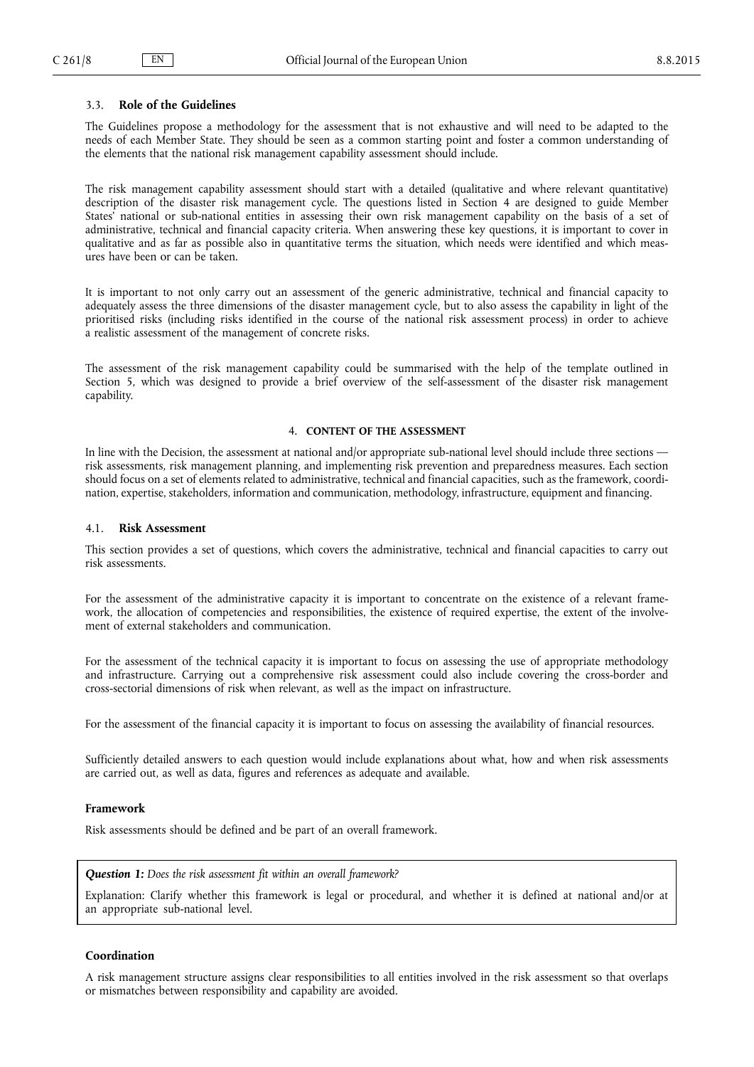### 3.3. **Role of the Guidelines**

The Guidelines propose a methodology for the assessment that is not exhaustive and will need to be adapted to the needs of each Member State. They should be seen as a common starting point and foster a common understanding of the elements that the national risk management capability assessment should include.

The risk management capability assessment should start with a detailed (qualitative and where relevant quantitative) description of the disaster risk management cycle. The questions listed in Section 4 are designed to guide Member States' national or sub-national entities in assessing their own risk management capability on the basis of a set of administrative, technical and financial capacity criteria. When answering these key questions, it is important to cover in qualitative and as far as possible also in quantitative terms the situation, which needs were identified and which measures have been or can be taken.

It is important to not only carry out an assessment of the generic administrative, technical and financial capacity to adequately assess the three dimensions of the disaster management cycle, but to also assess the capability in light of the prioritised risks (including risks identified in the course of the national risk assessment process) in order to achieve a realistic assessment of the management of concrete risks.

The assessment of the risk management capability could be summarised with the help of the template outlined in Section 5, which was designed to provide a brief overview of the self-assessment of the disaster risk management capability.

## 4. **CONTENT OF THE ASSESSMENT**

In line with the Decision, the assessment at national and/or appropriate sub-national level should include three sections — risk assessments, risk management planning, and implementing risk prevention and preparedness measures. Each section should focus on a set of elements related to administrative, technical and financial capacities, such as the framework, coordination, expertise, stakeholders, information and communication, methodology, infrastructure, equipment and financing.

### 4.1. **Risk Assessment**

This section provides a set of questions, which covers the administrative, technical and financial capacities to carry out risk assessments.

For the assessment of the administrative capacity it is important to concentrate on the existence of a relevant framework, the allocation of competencies and responsibilities, the existence of required expertise, the extent of the involvement of external stakeholders and communication.

For the assessment of the technical capacity it is important to focus on assessing the use of appropriate methodology and infrastructure. Carrying out a comprehensive risk assessment could also include covering the cross-border and cross-sectorial dimensions of risk when relevant, as well as the impact on infrastructure.

For the assessment of the financial capacity it is important to focus on assessing the availability of financial resources.

Sufficiently detailed answers to each question would include explanations about what, how and when risk assessments are carried out, as well as data, figures and references as adequate and available.

**Framework**

Risk assessments should be defined and be part of an overall framework.

> ***Question 1:*** *Does the risk assessment fit within an overall framework?*
>
> Explanation: Clarify whether this framework is legal or procedural, and whether it is defined at national and/or at an appropriate sub-national level.

**Coordination**

A risk management structure assigns clear responsibilities to all entities involved in the risk assessment so that overlaps or mismatches between responsibility and capability are avoided.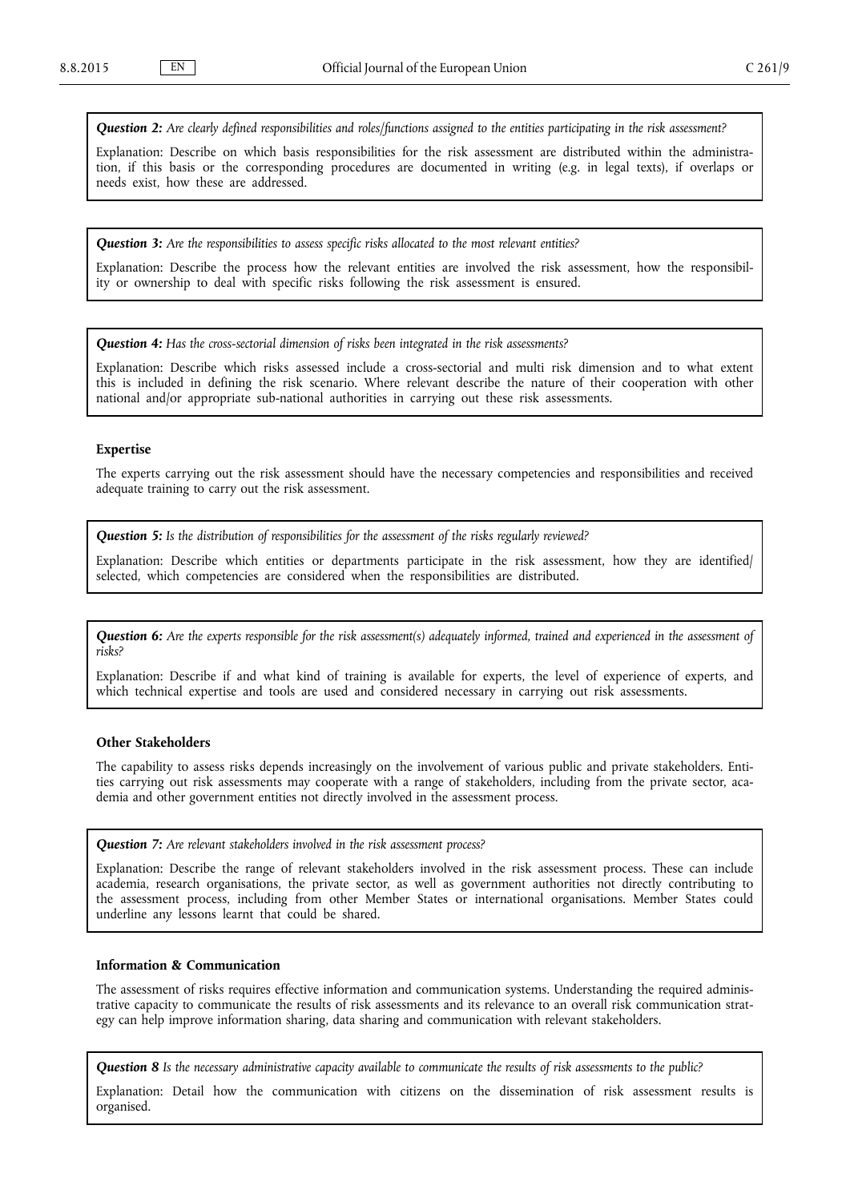***Question 2:*** *Are clearly defined responsibilities and roles/functions assigned to the entities participating in the risk assessment?*

Explanation: Describe on which basis responsibilities for the risk assessment are distributed within the administration, if this basis or the corresponding procedures are documented in writing (e.g. in legal texts), if overlaps or needs exist, how these are addressed.

***Question 3:*** *Are the responsibilities to assess specific risks allocated to the most relevant entities?*

Explanation: Describe the process how the relevant entities are involved the risk assessment, how the responsibility or ownership to deal with specific risks following the risk assessment is ensured.

***Question 4:*** *Has the cross-sectorial dimension of risks been integrated in the risk assessments?*

Explanation: Describe which risks assessed include a cross-sectorial and multi risk dimension and to what extent this is included in defining the risk scenario. Where relevant describe the nature of their cooperation with other national and/or appropriate sub-national authorities in carrying out these risk assessments.

**Expertise**

The experts carrying out the risk assessment should have the necessary competencies and responsibilities and received adequate training to carry out the risk assessment.

***Question 5:*** *Is the distribution of responsibilities for the assessment of the risks regularly reviewed?*

Explanation: Describe which entities or departments participate in the risk assessment, how they are identified/selected, which competencies are considered when the responsibilities are distributed.

***Question 6:*** *Are the experts responsible for the risk assessment(s) adequately informed, trained and experienced in the assessment of risks?*

Explanation: Describe if and what kind of training is available for experts, the level of experience of experts, and which technical expertise and tools are used and considered necessary in carrying out risk assessments.

**Other Stakeholders**

The capability to assess risks depends increasingly on the involvement of various public and private stakeholders. Entities carrying out risk assessments may cooperate with a range of stakeholders, including from the private sector, academia and other government entities not directly involved in the assessment process.

***Question 7:*** *Are relevant stakeholders involved in the risk assessment process?*

Explanation: Describe the range of relevant stakeholders involved in the risk assessment process. These can include academia, research organisations, the private sector, as well as government authorities not directly contributing to the assessment process, including from other Member States or international organisations. Member States could underline any lessons learnt that could be shared.

**Information & Communication**

The assessment of risks requires effective information and communication systems. Understanding the required administrative capacity to communicate the results of risk assessments and its relevance to an overall risk communication strategy can help improve information sharing, data sharing and communication with relevant stakeholders.

***Question 8*** *Is the necessary administrative capacity available to communicate the results of risk assessments to the public?*

Explanation: Detail how the communication with citizens on the dissemination of risk assessment results is organised.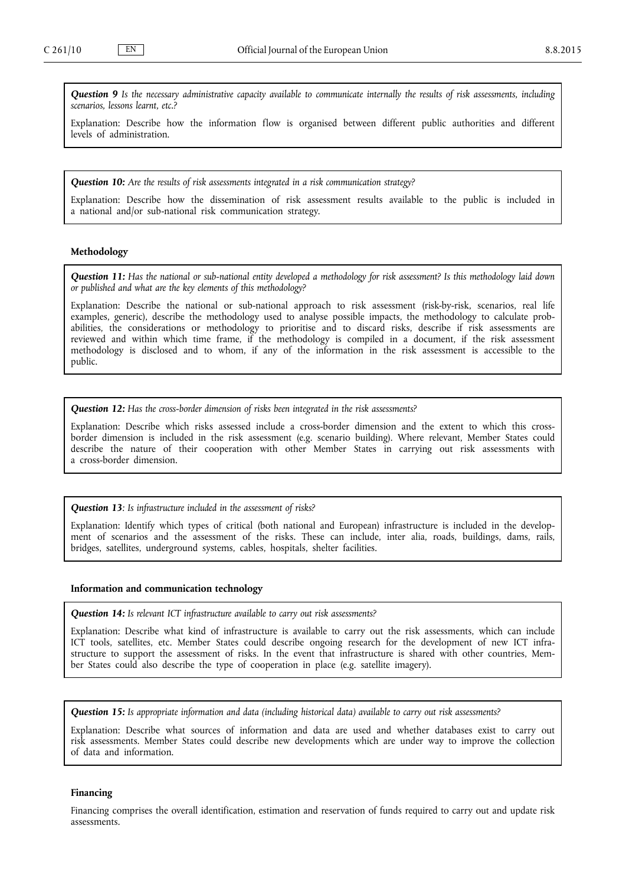***Question 9*** *Is the necessary administrative capacity available to communicate internally the results of risk assessments, including scenarios, lessons learnt, etc.?*

Explanation: Describe how the information flow is organised between different public authorities and different levels of administration.

***Question 10:*** *Are the results of risk assessments integrated in a risk communication strategy?*

Explanation: Describe how the dissemination of risk assessment results available to the public is included in a national and/or sub-national risk communication strategy.

**Methodology**

***Question 11:*** *Has the national or sub-national entity developed a methodology for risk assessment? Is this methodology laid down or published and what are the key elements of this methodology?*

Explanation: Describe the national or sub-national approach to risk assessment (risk-by-risk, scenarios, real life examples, generic), describe the methodology used to analyse possible impacts, the methodology to calculate probabilities, the considerations or methodology to prioritise and to discard risks, describe if risk assessments are reviewed and within which time frame, if the methodology is compiled in a document, if the risk assessment methodology is disclosed and to whom, if any of the information in the risk assessment is accessible to the public.

***Question 12:*** *Has the cross-border dimension of risks been integrated in the risk assessments?*

Explanation: Describe which risks assessed include a cross-border dimension and the extent to which this cross-border dimension is included in the risk assessment (e.g. scenario building). Where relevant, Member States could describe the nature of their cooperation with other Member States in carrying out risk assessments with a cross-border dimension.

***Question 13****: Is infrastructure included in the assessment of risks?*

Explanation: Identify which types of critical (both national and European) infrastructure is included in the development of scenarios and the assessment of the risks. These can include, inter alia, roads, buildings, dams, rails, bridges, satellites, underground systems, cables, hospitals, shelter facilities.

**Information and communication technology**

***Question 14:*** *Is relevant ICT infrastructure available to carry out risk assessments?*

Explanation: Describe what kind of infrastructure is available to carry out the risk assessments, which can include ICT tools, satellites, etc. Member States could describe ongoing research for the development of new ICT infrastructure to support the assessment of risks. In the event that infrastructure is shared with other countries, Member States could also describe the type of cooperation in place (e.g. satellite imagery).

***Question 15:*** *Is appropriate information and data (including historical data) available to carry out risk assessments?*

Explanation: Describe what sources of information and data are used and whether databases exist to carry out risk assessments. Member States could describe new developments which are under way to improve the collection of data and information.

**Financing**

Financing comprises the overall identification, estimation and reservation of funds required to carry out and update risk assessments.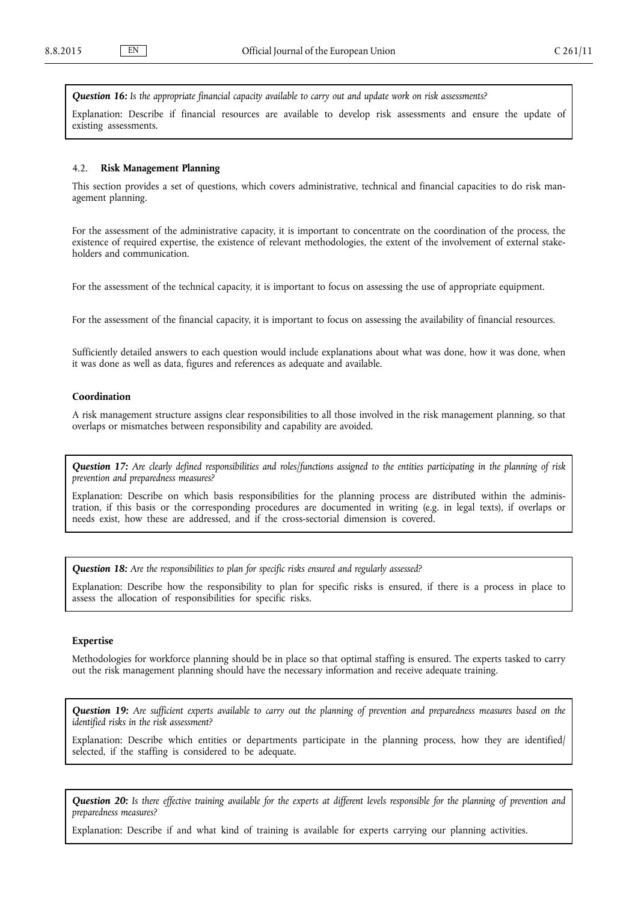***Question 16:*** *Is the appropriate financial capacity available to carry out and update work on risk assessments?*

Explanation: Describe if financial resources are available to develop risk assessments and ensure the update of existing assessments.

### 4.2. **Risk Management Planning**

This section provides a set of questions, which covers administrative, technical and financial capacities to do risk management planning.

For the assessment of the administrative capacity, it is important to concentrate on the coordination of the process, the existence of required expertise, the existence of relevant methodologies, the extent of the involvement of external stakeholders and communication.

For the assessment of the technical capacity, it is important to focus on assessing the use of appropriate equipment.

For the assessment of the financial capacity, it is important to focus on assessing the availability of financial resources.

Sufficiently detailed answers to each question would include explanations about what was done, how it was done, when it was done as well as data, figures and references as adequate and available.

#### **Coordination**

A risk management structure assigns clear responsibilities to all those involved in the risk management planning, so that overlaps or mismatches between responsibility and capability are avoided.

***Question 17:*** *Are clearly defined responsibilities and roles/functions assigned to the entities participating in the planning of risk prevention and preparedness measures?*

Explanation: Describe on which basis responsibilities for the planning process are distributed within the administration, if this basis or the corresponding procedures are documented in writing (e.g. in legal texts), if overlaps or needs exist, how these are addressed, and if the cross-sectorial dimension is covered.

***Question 18:*** *Are the responsibilities to plan for specific risks ensured and regularly assessed?*

Explanation: Describe how the responsibility to plan for specific risks is ensured, if there is a process in place to assess the allocation of responsibilities for specific risks.

#### **Expertise**

Methodologies for workforce planning should be in place so that optimal staffing is ensured. The experts tasked to carry out the risk management planning should have the necessary information and receive adequate training.

***Question 19:*** *Are sufficient experts available to carry out the planning of prevention and preparedness measures based on the identified risks in the risk assessment?*

Explanation: Describe which entities or departments participate in the planning process, how they are identified/selected, if the staffing is considered to be adequate.

***Question 20:*** *Is there effective training available for the experts at different levels responsible for the planning of prevention and preparedness measures?*

Explanation: Describe if and what kind of training is available for experts carrying our planning activities.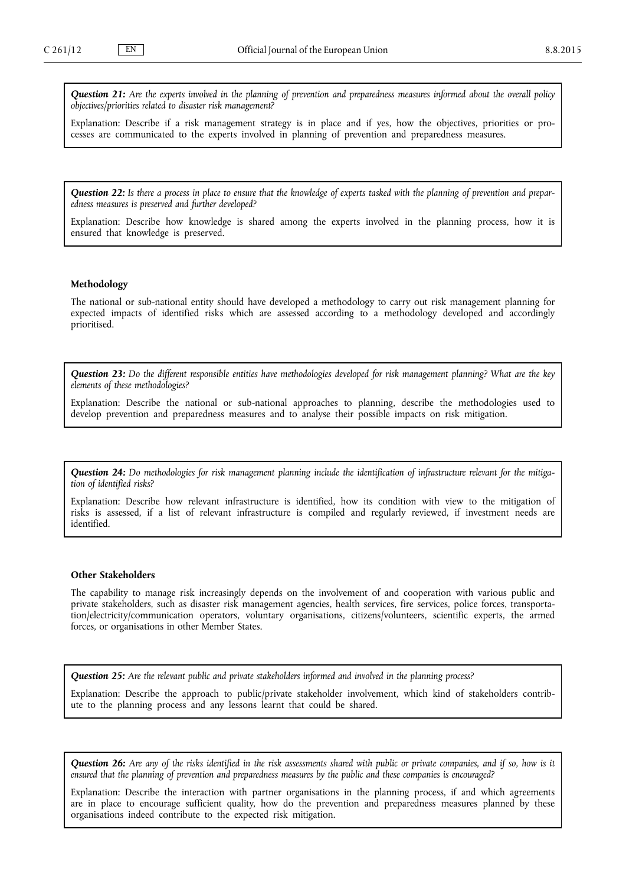***Question 21:*** *Are the experts involved in the planning of prevention and preparedness measures informed about the overall policy objectives/priorities related to disaster risk management?*

Explanation: Describe if a risk management strategy is in place and if yes, how the objectives, priorities or processes are communicated to the experts involved in planning of prevention and preparedness measures.

***Question 22:*** *Is there a process in place to ensure that the knowledge of experts tasked with the planning of prevention and preparedness measures is preserved and further developed?*

Explanation: Describe how knowledge is shared among the experts involved in the planning process, how it is ensured that knowledge is preserved.

**Methodology**

The national or sub-national entity should have developed a methodology to carry out risk management planning for expected impacts of identified risks which are assessed according to a methodology developed and accordingly prioritised.

***Question 23:*** *Do the different responsible entities have methodologies developed for risk management planning? What are the key elements of these methodologies?*

Explanation: Describe the national or sub-national approaches to planning, describe the methodologies used to develop prevention and preparedness measures and to analyse their possible impacts on risk mitigation.

***Question 24:*** *Do methodologies for risk management planning include the identification of infrastructure relevant for the mitigation of identified risks?*

Explanation: Describe how relevant infrastructure is identified, how its condition with view to the mitigation of risks is assessed, if a list of relevant infrastructure is compiled and regularly reviewed, if investment needs are identified.

**Other Stakeholders**

The capability to manage risk increasingly depends on the involvement of and cooperation with various public and private stakeholders, such as disaster risk management agencies, health services, fire services, police forces, transportation/electricity/communication operators, voluntary organisations, citizens/volunteers, scientific experts, the armed forces, or organisations in other Member States.

***Question 25:*** *Are the relevant public and private stakeholders informed and involved in the planning process?*

Explanation: Describe the approach to public/private stakeholder involvement, which kind of stakeholders contribute to the planning process and any lessons learnt that could be shared.

***Question 26:*** *Are any of the risks identified in the risk assessments shared with public or private companies, and if so, how is it ensured that the planning of prevention and preparedness measures by the public and these companies is encouraged?*

Explanation: Describe the interaction with partner organisations in the planning process, if and which agreements are in place to encourage sufficient quality, how do the prevention and preparedness measures planned by these organisations indeed contribute to the expected risk mitigation.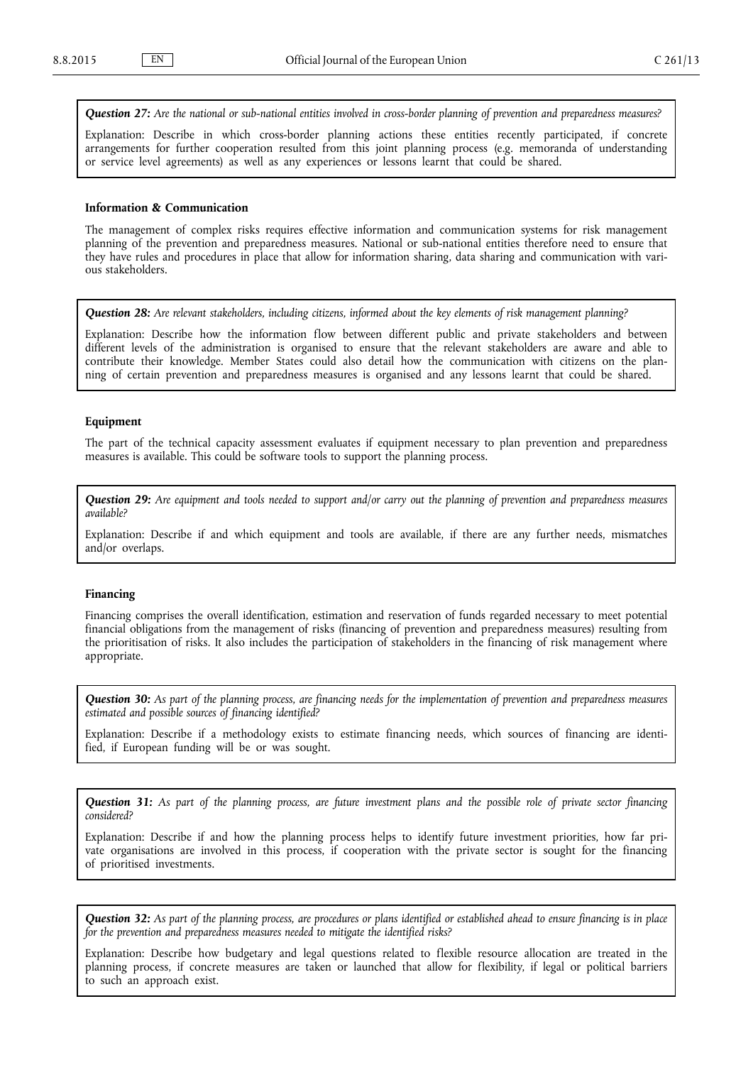***Question 27:*** *Are the national or sub-national entities involved in cross-border planning of prevention and preparedness measures?*

Explanation: Describe in which cross-border planning actions these entities recently participated, if concrete arrangements for further cooperation resulted from this joint planning process (e.g. memoranda of understanding or service level agreements) as well as any experiences or lessons learnt that could be shared.

**Information & Communication**

The management of complex risks requires effective information and communication systems for risk management planning of the prevention and preparedness measures. National or sub-national entities therefore need to ensure that they have rules and procedures in place that allow for information sharing, data sharing and communication with various stakeholders.

***Question 28:*** *Are relevant stakeholders, including citizens, informed about the key elements of risk management planning?*

Explanation: Describe how the information flow between different public and private stakeholders and between different levels of the administration is organised to ensure that the relevant stakeholders are aware and able to contribute their knowledge. Member States could also detail how the communication with citizens on the planning of certain prevention and preparedness measures is organised and any lessons learnt that could be shared.

**Equipment**

The part of the technical capacity assessment evaluates if equipment necessary to plan prevention and preparedness measures is available. This could be software tools to support the planning process.

***Question 29:*** *Are equipment and tools needed to support and/or carry out the planning of prevention and preparedness measures available?*

Explanation: Describe if and which equipment and tools are available, if there are any further needs, mismatches and/or overlaps.

**Financing**

Financing comprises the overall identification, estimation and reservation of funds regarded necessary to meet potential financial obligations from the management of risks (financing of prevention and preparedness measures) resulting from the prioritisation of risks. It also includes the participation of stakeholders in the financing of risk management where appropriate.

***Question 30:*** *As part of the planning process, are financing needs for the implementation of prevention and preparedness measures estimated and possible sources of financing identified?*

Explanation: Describe if a methodology exists to estimate financing needs, which sources of financing are identified, if European funding will be or was sought.

***Question 31:*** *As part of the planning process, are future investment plans and the possible role of private sector financing considered?*

Explanation: Describe if and how the planning process helps to identify future investment priorities, how far private organisations are involved in this process, if cooperation with the private sector is sought for the financing of prioritised investments.

***Question 32:*** *As part of the planning process, are procedures or plans identified or established ahead to ensure financing is in place for the prevention and preparedness measures needed to mitigate the identified risks?*

Explanation: Describe how budgetary and legal questions related to flexible resource allocation are treated in the planning process, if concrete measures are taken or launched that allow for flexibility, if legal or political barriers to such an approach exist.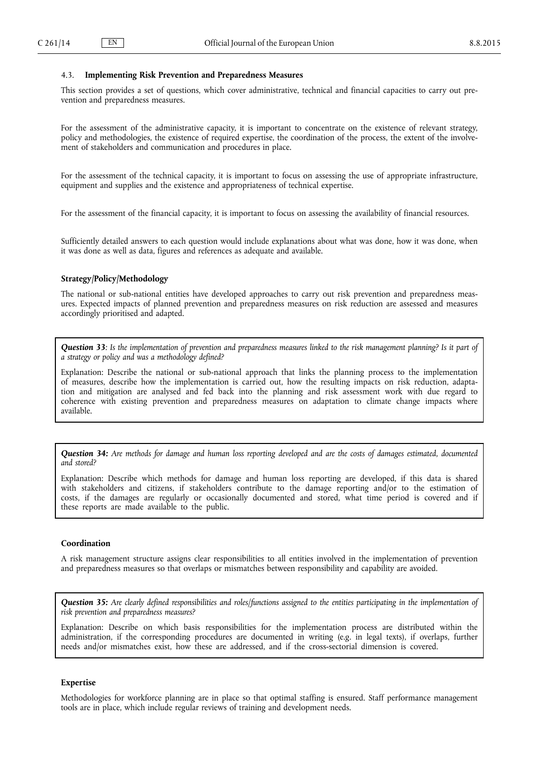### 4.3. **Implementing Risk Prevention and Preparedness Measures**

This section provides a set of questions, which cover administrative, technical and financial capacities to carry out prevention and preparedness measures.

For the assessment of the administrative capacity, it is important to concentrate on the existence of relevant strategy, policy and methodologies, the existence of required expertise, the coordination of the process, the extent of the involvement of stakeholders and communication and procedures in place.

For the assessment of the technical capacity, it is important to focus on assessing the use of appropriate infrastructure, equipment and supplies and the existence and appropriateness of technical expertise.

For the assessment of the financial capacity, it is important to focus on assessing the availability of financial resources.

Sufficiently detailed answers to each question would include explanations about what was done, how it was done, when it was done as well as data, figures and references as adequate and available.

**Strategy/Policy/Methodology**

The national or sub-national entities have developed approaches to carry out risk prevention and preparedness measures. Expected impacts of planned prevention and preparedness measures on risk reduction are assessed and measures accordingly prioritised and adapted.

***Question 33****: Is the implementation of prevention and preparedness measures linked to the risk management planning? Is it part of a strategy or policy and was a methodology defined?*

Explanation: Describe the national or sub-national approach that links the planning process to the implementation of measures, describe how the implementation is carried out, how the resulting impacts on risk reduction, adaptation and mitigation are analysed and fed back into the planning and risk assessment work with due regard to coherence with existing prevention and preparedness measures on adaptation to climate change impacts where available.

***Question 34:*** *Are methods for damage and human loss reporting developed and are the costs of damages estimated, documented and stored?*

Explanation: Describe which methods for damage and human loss reporting are developed, if this data is shared with stakeholders and citizens, if stakeholders contribute to the damage reporting and/or to the estimation of costs, if the damages are regularly or occasionally documented and stored, what time period is covered and if these reports are made available to the public.

**Coordination**

A risk management structure assigns clear responsibilities to all entities involved in the implementation of prevention and preparedness measures so that overlaps or mismatches between responsibility and capability are avoided.

***Question 35:*** *Are clearly defined responsibilities and roles/functions assigned to the entities participating in the implementation of risk prevention and preparedness measures?*

Explanation: Describe on which basis responsibilities for the implementation process are distributed within the administration, if the corresponding procedures are documented in writing (e.g. in legal texts), if overlaps, further needs and/or mismatches exist, how these are addressed, and if the cross-sectorial dimension is covered.

**Expertise**

Methodologies for workforce planning are in place so that optimal staffing is ensured. Staff performance management tools are in place, which include regular reviews of training and development needs.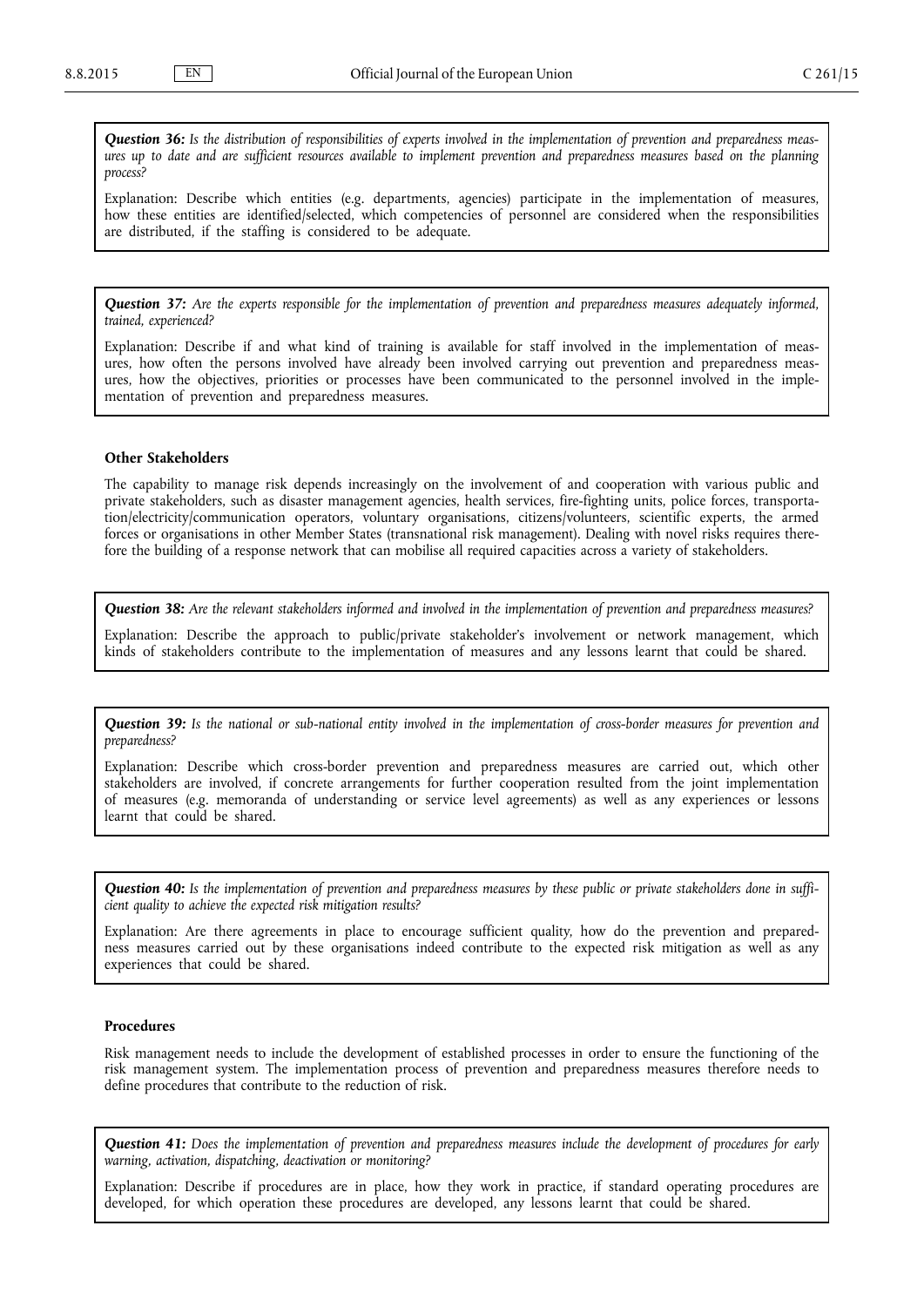***Question 36:*** *Is the distribution of responsibilities of experts involved in the implementation of prevention and preparedness measures up to date and are sufficient resources available to implement prevention and preparedness measures based on the planning process?*

Explanation: Describe which entities (e.g. departments, agencies) participate in the implementation of measures, how these entities are identified/selected, which competencies of personnel are considered when the responsibilities are distributed, if the staffing is considered to be adequate.

***Question 37:*** *Are the experts responsible for the implementation of prevention and preparedness measures adequately informed, trained, experienced?*

Explanation: Describe if and what kind of training is available for staff involved in the implementation of measures, how often the persons involved have already been involved carrying out prevention and preparedness measures, how the objectives, priorities or processes have been communicated to the personnel involved in the implementation of prevention and preparedness measures.

**Other Stakeholders**

The capability to manage risk depends increasingly on the involvement of and cooperation with various public and private stakeholders, such as disaster management agencies, health services, fire-fighting units, police forces, transportation/electricity/communication operators, voluntary organisations, citizens/volunteers, scientific experts, the armed forces or organisations in other Member States (transnational risk management). Dealing with novel risks requires therefore the building of a response network that can mobilise all required capacities across a variety of stakeholders.

***Question 38:*** *Are the relevant stakeholders informed and involved in the implementation of prevention and preparedness measures?*

Explanation: Describe the approach to public/private stakeholder's involvement or network management, which kinds of stakeholders contribute to the implementation of measures and any lessons learnt that could be shared.

***Question 39:*** *Is the national or sub-national entity involved in the implementation of cross-border measures for prevention and preparedness?*

Explanation: Describe which cross-border prevention and preparedness measures are carried out, which other stakeholders are involved, if concrete arrangements for further cooperation resulted from the joint implementation of measures (e.g. memoranda of understanding or service level agreements) as well as any experiences or lessons learnt that could be shared.

***Question 40:*** *Is the implementation of prevention and preparedness measures by these public or private stakeholders done in sufficient quality to achieve the expected risk mitigation results?*

Explanation: Are there agreements in place to encourage sufficient quality, how do the prevention and preparedness measures carried out by these organisations indeed contribute to the expected risk mitigation as well as any experiences that could be shared.

**Procedures**

Risk management needs to include the development of established processes in order to ensure the functioning of the risk management system. The implementation process of prevention and preparedness measures therefore needs to define procedures that contribute to the reduction of risk.

***Question 41:*** *Does the implementation of prevention and preparedness measures include the development of procedures for early warning, activation, dispatching, deactivation or monitoring?*

Explanation: Describe if procedures are in place, how they work in practice, if standard operating procedures are developed, for which operation these procedures are developed, any lessons learnt that could be shared.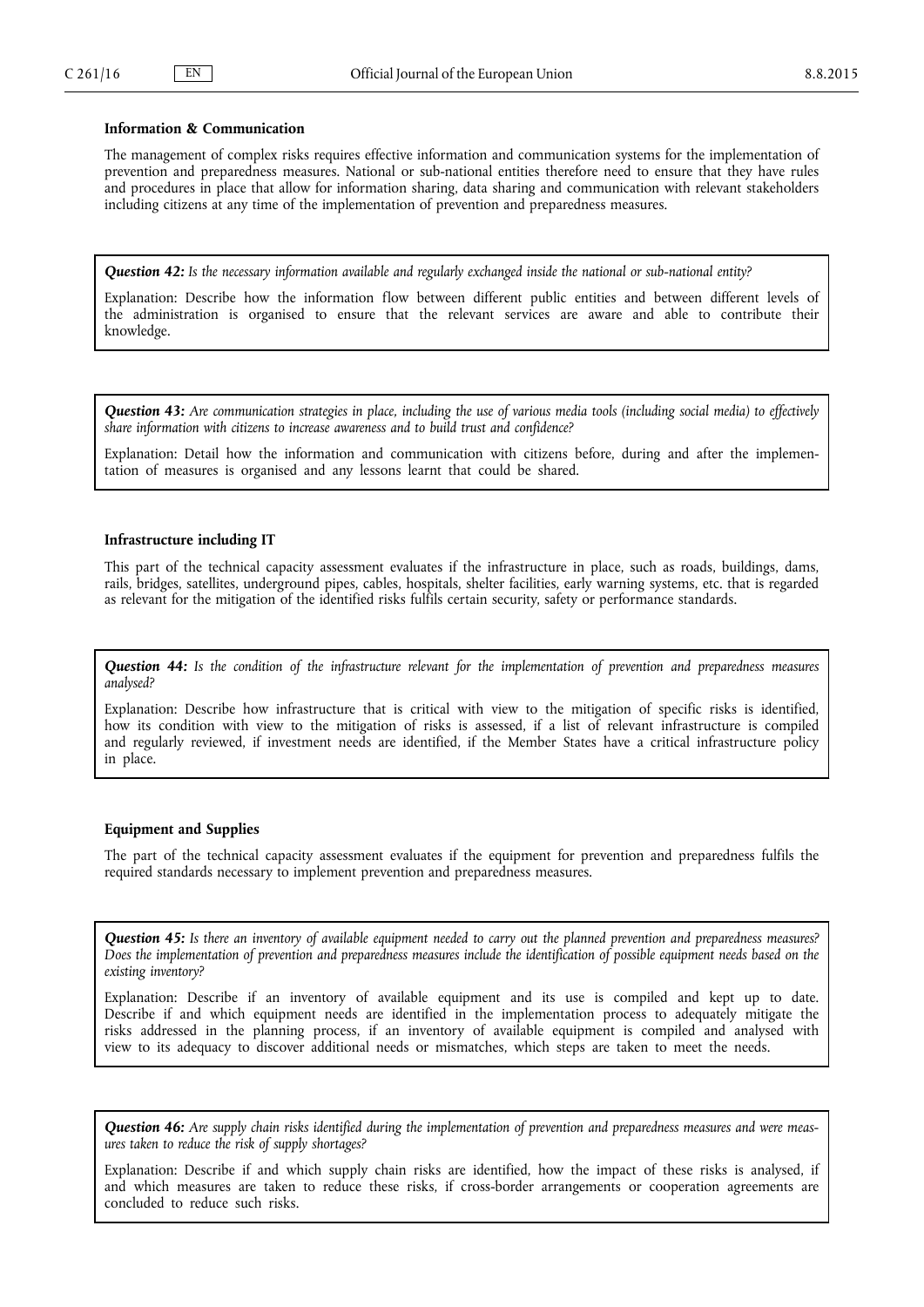**Information & Communication**

The management of complex risks requires effective information and communication systems for the implementation of prevention and preparedness measures. National or sub-national entities therefore need to ensure that they have rules and procedures in place that allow for information sharing, data sharing and communication with relevant stakeholders including citizens at any time of the implementation of prevention and preparedness measures.

***Question 42:*** *Is the necessary information available and regularly exchanged inside the national or sub-national entity?*

Explanation: Describe how the information flow between different public entities and between different levels of the administration is organised to ensure that the relevant services are aware and able to contribute their knowledge.

***Question 43:*** *Are communication strategies in place, including the use of various media tools (including social media) to effectively share information with citizens to increase awareness and to build trust and confidence?*

Explanation: Detail how the information and communication with citizens before, during and after the implementation of measures is organised and any lessons learnt that could be shared.

**Infrastructure including IT**

This part of the technical capacity assessment evaluates if the infrastructure in place, such as roads, buildings, dams, rails, bridges, satellites, underground pipes, cables, hospitals, shelter facilities, early warning systems, etc. that is regarded as relevant for the mitigation of the identified risks fulfils certain security, safety or performance standards.

***Question 44:*** *Is the condition of the infrastructure relevant for the implementation of prevention and preparedness measures analysed?*

Explanation: Describe how infrastructure that is critical with view to the mitigation of specific risks is identified, how its condition with view to the mitigation of risks is assessed, if a list of relevant infrastructure is compiled and regularly reviewed, if investment needs are identified, if the Member States have a critical infrastructure policy in place.

**Equipment and Supplies**

The part of the technical capacity assessment evaluates if the equipment for prevention and preparedness fulfils the required standards necessary to implement prevention and preparedness measures.

***Question 45:*** *Is there an inventory of available equipment needed to carry out the planned prevention and preparedness measures? Does the implementation of prevention and preparedness measures include the identification of possible equipment needs based on the existing inventory?*

Explanation: Describe if an inventory of available equipment and its use is compiled and kept up to date. Describe if and which equipment needs are identified in the implementation process to adequately mitigate the risks addressed in the planning process, if an inventory of available equipment is compiled and analysed with view to its adequacy to discover additional needs or mismatches, which steps are taken to meet the needs.

***Question 46:*** *Are supply chain risks identified during the implementation of prevention and preparedness measures and were measures taken to reduce the risk of supply shortages?*

Explanation: Describe if and which supply chain risks are identified, how the impact of these risks is analysed, if and which measures are taken to reduce these risks, if cross-border arrangements or cooperation agreements are concluded to reduce such risks.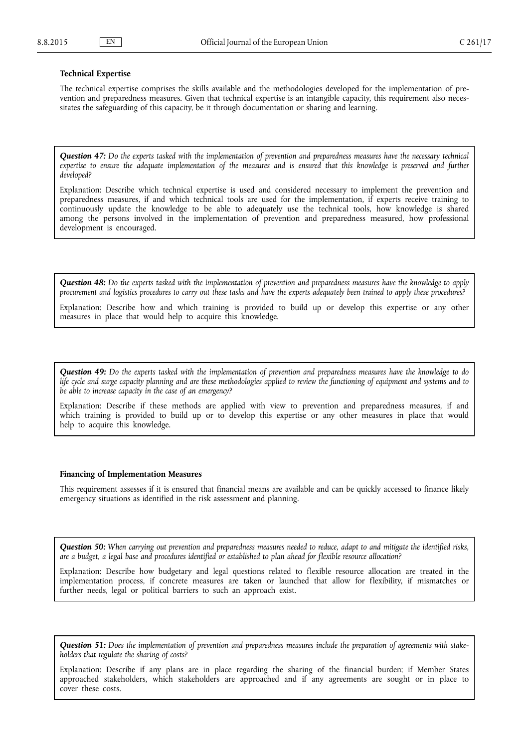**Technical Expertise**

The technical expertise comprises the skills available and the methodologies developed for the implementation of prevention and preparedness measures. Given that technical expertise is an intangible capacity, this requirement also necessitates the safeguarding of this capacity, be it through documentation or sharing and learning.

***Question 47:*** *Do the experts tasked with the implementation of prevention and preparedness measures have the necessary technical expertise to ensure the adequate implementation of the measures and is ensured that this knowledge is preserved and further developed?*

Explanation: Describe which technical expertise is used and considered necessary to implement the prevention and preparedness measures, if and which technical tools are used for the implementation, if experts receive training to continuously update the knowledge to be able to adequately use the technical tools, how knowledge is shared among the persons involved in the implementation of prevention and preparedness measured, how professional development is encouraged.

***Question 48:*** *Do the experts tasked with the implementation of prevention and preparedness measures have the knowledge to apply procurement and logistics procedures to carry out these tasks and have the experts adequately been trained to apply these procedures?*

Explanation: Describe how and which training is provided to build up or develop this expertise or any other measures in place that would help to acquire this knowledge.

***Question 49:*** *Do the experts tasked with the implementation of prevention and preparedness measures have the knowledge to do life cycle and surge capacity planning and are these methodologies applied to review the functioning of equipment and systems and to be able to increase capacity in the case of an emergency?*

Explanation: Describe if these methods are applied with view to prevention and preparedness measures, if and which training is provided to build up or to develop this expertise or any other measures in place that would help to acquire this knowledge.

**Financing of Implementation Measures**

This requirement assesses if it is ensured that financial means are available and can be quickly accessed to finance likely emergency situations as identified in the risk assessment and planning.

***Question 50:*** *When carrying out prevention and preparedness measures needed to reduce, adapt to and mitigate the identified risks, are a budget, a legal base and procedures identified or established to plan ahead for flexible resource allocation?*

Explanation: Describe how budgetary and legal questions related to flexible resource allocation are treated in the implementation process, if concrete measures are taken or launched that allow for flexibility, if mismatches or further needs, legal or political barriers to such an approach exist.

***Question 51:*** *Does the implementation of prevention and preparedness measures include the preparation of agreements with stakeholders that regulate the sharing of costs?*

Explanation: Describe if any plans are in place regarding the sharing of the financial burden; if Member States approached stakeholders, which stakeholders are approached and if any agreements are sought or in place to cover these costs.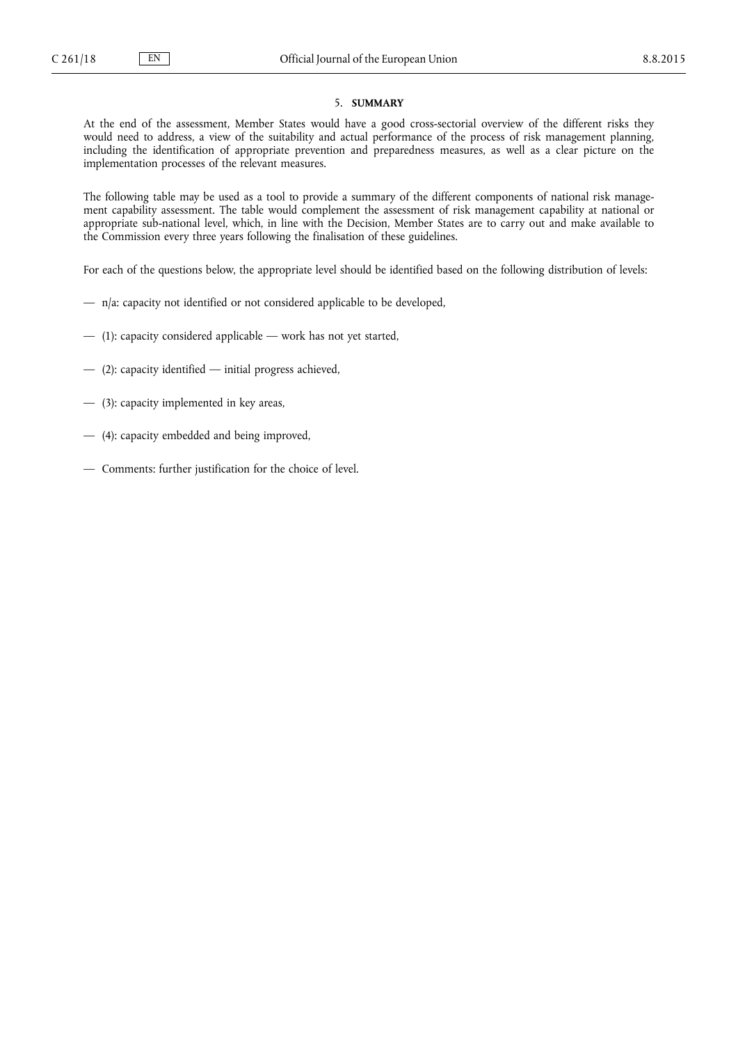## 5. **SUMMARY**

At the end of the assessment, Member States would have a good cross-sectorial overview of the different risks they would need to address, a view of the suitability and actual performance of the process of risk management planning, including the identification of appropriate prevention and preparedness measures, as well as a clear picture on the implementation processes of the relevant measures.

The following table may be used as a tool to provide a summary of the different components of national risk management capability assessment. The table would complement the assessment of risk management capability at national or appropriate sub-national level, which, in line with the Decision, Member States are to carry out and make available to the Commission every three years following the finalisation of these guidelines.

For each of the questions below, the appropriate level should be identified based on the following distribution of levels:

- n/a: capacity not identified or not considered applicable to be developed,
- (1): capacity considered applicable — work has not yet started,
- (2): capacity identified — initial progress achieved,
- (3): capacity implemented in key areas,
- (4): capacity embedded and being improved,
- Comments: further justification for the choice of level.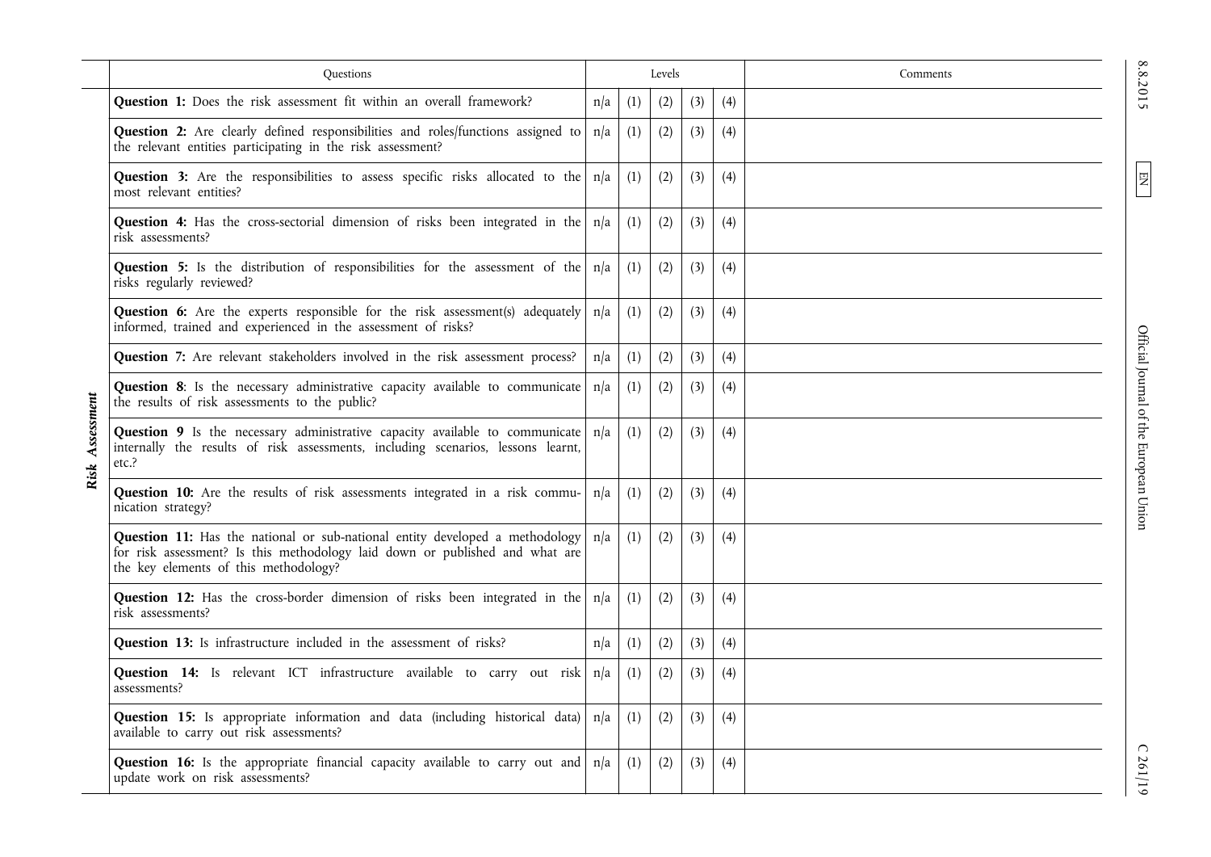| | Questions | Levels | | | | | Comments |
|---|---|---|---|---|---|---|---|
| *Risk Assessment* | **Question 1:** Does the risk assessment fit within an overall framework? | n/a | (1) | (2) | (3) | (4) | |
| | **Question 2:** Are clearly defined responsibilities and roles/functions assigned to the relevant entities participating in the risk assessment? | n/a | (1) | (2) | (3) | (4) | |
| | **Question 3:** Are the responsibilities to assess specific risks allocated to the most relevant entities? | n/a | (1) | (2) | (3) | (4) | |
| | **Question 4:** Has the cross-sectorial dimension of risks been integrated in the risk assessments? | n/a | (1) | (2) | (3) | (4) | |
| | **Question 5:** Is the distribution of responsibilities for the assessment of the risks regularly reviewed? | n/a | (1) | (2) | (3) | (4) | |
| | **Question 6:** Are the experts responsible for the risk assessment(s) adequately informed, trained and experienced in the assessment of risks? | n/a | (1) | (2) | (3) | (4) | |
| | **Question 7:** Are relevant stakeholders involved in the risk assessment process? | n/a | (1) | (2) | (3) | (4) | |
| | **Question 8**: Is the necessary administrative capacity available to communicate the results of risk assessments to the public? | n/a | (1) | (2) | (3) | (4) | |
| | **Question 9** Is the necessary administrative capacity available to communicate internally the results of risk assessments, including scenarios, lessons learnt, etc.? | n/a | (1) | (2) | (3) | (4) | |
| | **Question 10:** Are the results of risk assessments integrated in a risk communication strategy? | n/a | (1) | (2) | (3) | (4) | |
| | **Question 11:** Has the national or sub-national entity developed a methodology for risk assessment? Is this methodology laid down or published and what are the key elements of this methodology? | n/a | (1) | (2) | (3) | (4) | |
| | **Question 12:** Has the cross-border dimension of risks been integrated in the risk assessments? | n/a | (1) | (2) | (3) | (4) | |
| | **Question 13:** Is infrastructure included in the assessment of risks? | n/a | (1) | (2) | (3) | (4) | |
| | **Question 14:** Is relevant ICT infrastructure available to carry out risk assessments? | n/a | (1) | (2) | (3) | (4) | |
| | **Question 15:** Is appropriate information and data (including historical data) available to carry out risk assessments? | n/a | (1) | (2) | (3) | (4) | |
| | **Question 16:** Is the appropriate financial capacity available to carry out and update work on risk assessments? | n/a | (1) | (2) | (3) | (4) | |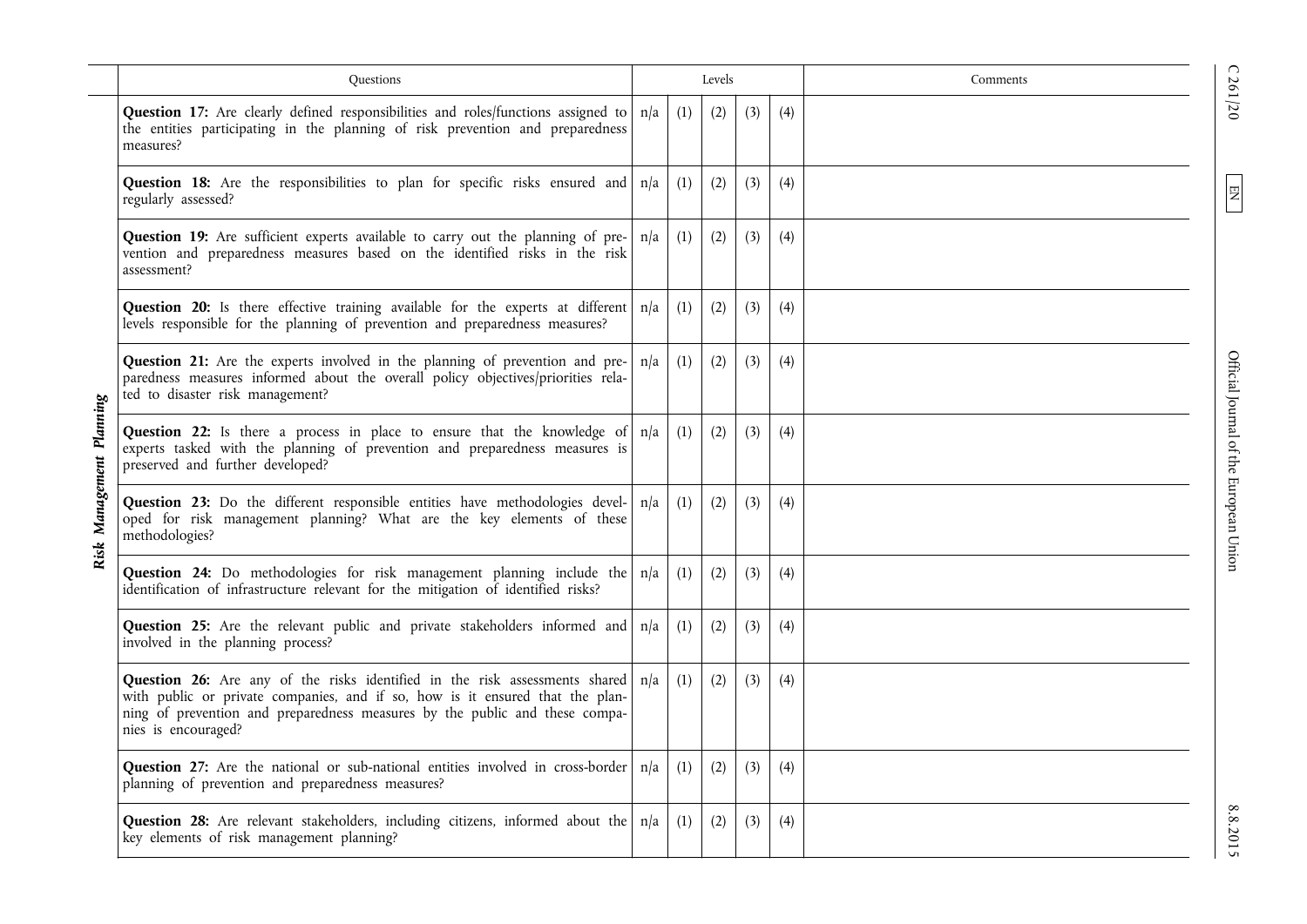| | Questions | Levels | | | | | Comments |
|---|---|---|---|---|---|---|---|
| *Risk Management Planning* | **Question 17:** Are clearly defined responsibilities and roles/functions assigned to the entities participating in the planning of risk prevention and preparedness measures? | n/a | (1) | (2) | (3) | (4) | |
| | **Question 18:** Are the responsibilities to plan for specific risks ensured and regularly assessed? | n/a | (1) | (2) | (3) | (4) | |
| | **Question 19:** Are sufficient experts available to carry out the planning of prevention and preparedness measures based on the identified risks in the risk assessment? | n/a | (1) | (2) | (3) | (4) | |
| | **Question 20:** Is there effective training available for the experts at different levels responsible for the planning of prevention and preparedness measures? | n/a | (1) | (2) | (3) | (4) | |
| | **Question 21:** Are the experts involved in the planning of prevention and preparedness measures informed about the overall policy objectives/priorities related to disaster risk management? | n/a | (1) | (2) | (3) | (4) | |
| | **Question 22:** Is there a process in place to ensure that the knowledge of experts tasked with the planning of prevention and preparedness measures is preserved and further developed? | n/a | (1) | (2) | (3) | (4) | |
| | **Question 23:** Do the different responsible entities have methodologies developed for risk management planning? What are the key elements of these methodologies? | n/a | (1) | (2) | (3) | (4) | |
| | **Question 24:** Do methodologies for risk management planning include the identification of infrastructure relevant for the mitigation of identified risks? | n/a | (1) | (2) | (3) | (4) | |
| | **Question 25:** Are the relevant public and private stakeholders informed and involved in the planning process? | n/a | (1) | (2) | (3) | (4) | |
| | **Question 26:** Are any of the risks identified in the risk assessments shared with public or private companies, and if so, how is it ensured that the planning of prevention and preparedness measures by the public and these companies is encouraged? | n/a | (1) | (2) | (3) | (4) | |
| | **Question 27:** Are the national or sub-national entities involved in cross-border planning of prevention and preparedness measures? | n/a | (1) | (2) | (3) | (4) | |
| | **Question 28:** Are relevant stakeholders, including citizens, informed about the key elements of risk management planning? | n/a | (1) | (2) | (3) | (4) | |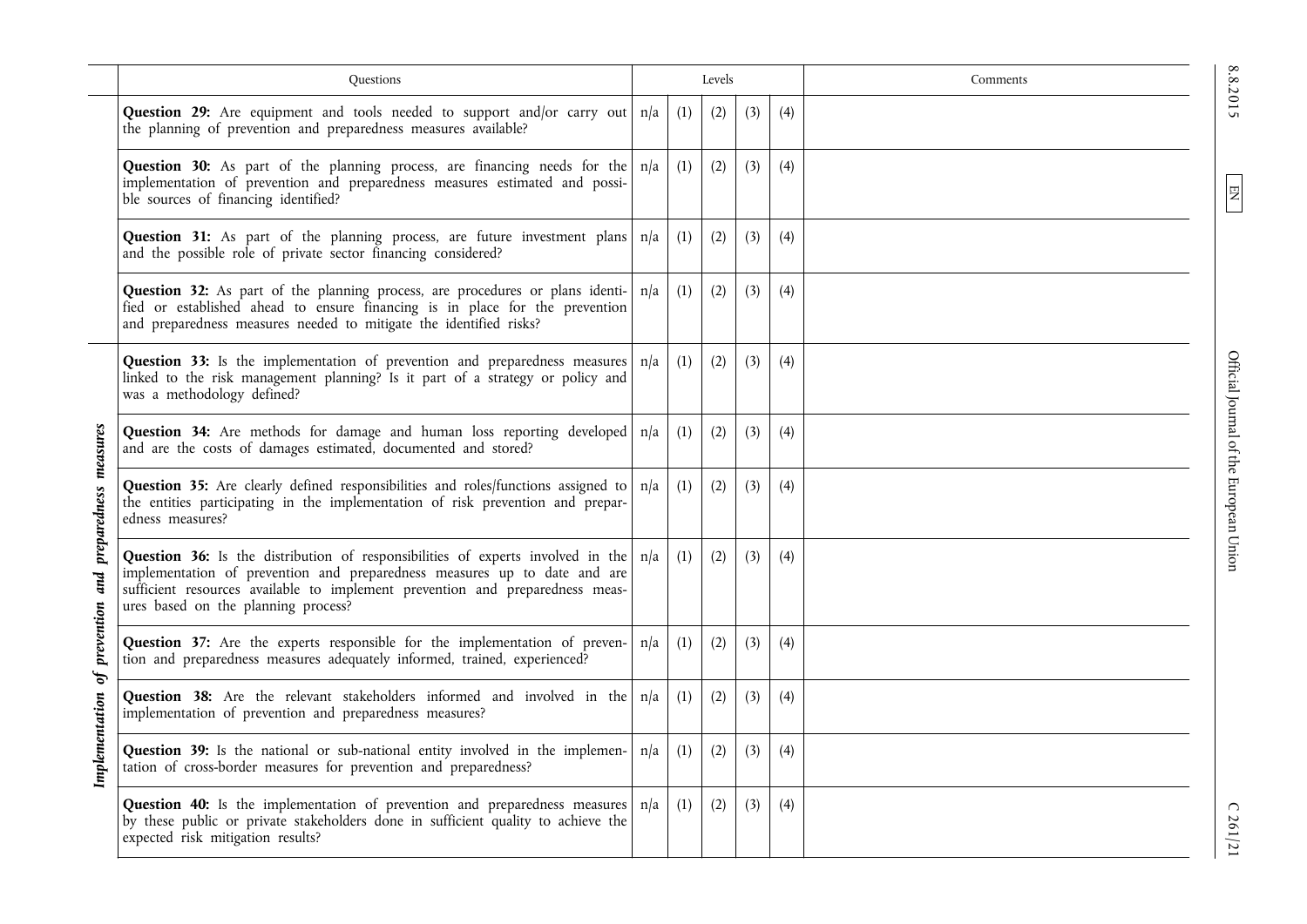| | Questions | Levels | | | | | Comments |
|---|---|---|---|---|---|---|---|
| | **Question 29:** Are equipment and tools needed to support and/or carry out the planning of prevention and preparedness measures available? | n/a | (1) | (2) | (3) | (4) | |
| | **Question 30:** As part of the planning process, are financing needs for the implementation of prevention and preparedness measures estimated and possible sources of financing identified? | n/a | (1) | (2) | (3) | (4) | |
| | **Question 31:** As part of the planning process, are future investment plans and the possible role of private sector financing considered? | n/a | (1) | (2) | (3) | (4) | |
| | **Question 32:** As part of the planning process, are procedures or plans identified or established ahead to ensure financing is in place for the prevention and preparedness measures needed to mitigate the identified risks? | n/a | (1) | (2) | (3) | (4) | |
| ***Implementation of prevention and preparedness measures*** | **Question 33:** Is the implementation of prevention and preparedness measures linked to the risk management planning? Is it part of a strategy or policy and was a methodology defined? | n/a | (1) | (2) | (3) | (4) | |
| | **Question 34:** Are methods for damage and human loss reporting developed and are the costs of damages estimated, documented and stored? | n/a | (1) | (2) | (3) | (4) | |
| | **Question 35:** Are clearly defined responsibilities and roles/functions assigned to the entities participating in the implementation of risk prevention and preparedness measures? | n/a | (1) | (2) | (3) | (4) | |
| | **Question 36:** Is the distribution of responsibilities of experts involved in the implementation of prevention and preparedness measures up to date and are sufficient resources available to implement prevention and preparedness measures based on the planning process? | n/a | (1) | (2) | (3) | (4) | |
| | **Question 37:** Are the experts responsible for the implementation of prevention and preparedness measures adequately informed, trained, experienced? | n/a | (1) | (2) | (3) | (4) | |
| | **Question 38:** Are the relevant stakeholders informed and involved in the implementation of prevention and preparedness measures? | n/a | (1) | (2) | (3) | (4) | |
| | **Question 39:** Is the national or sub-national entity involved in the implementation of cross-border measures for prevention and preparedness? | n/a | (1) | (2) | (3) | (4) | |
| | **Question 40:** Is the implementation of prevention and preparedness measures by these public or private stakeholders done in sufficient quality to achieve the expected risk mitigation results? | n/a | (1) | (2) | (3) | (4) | |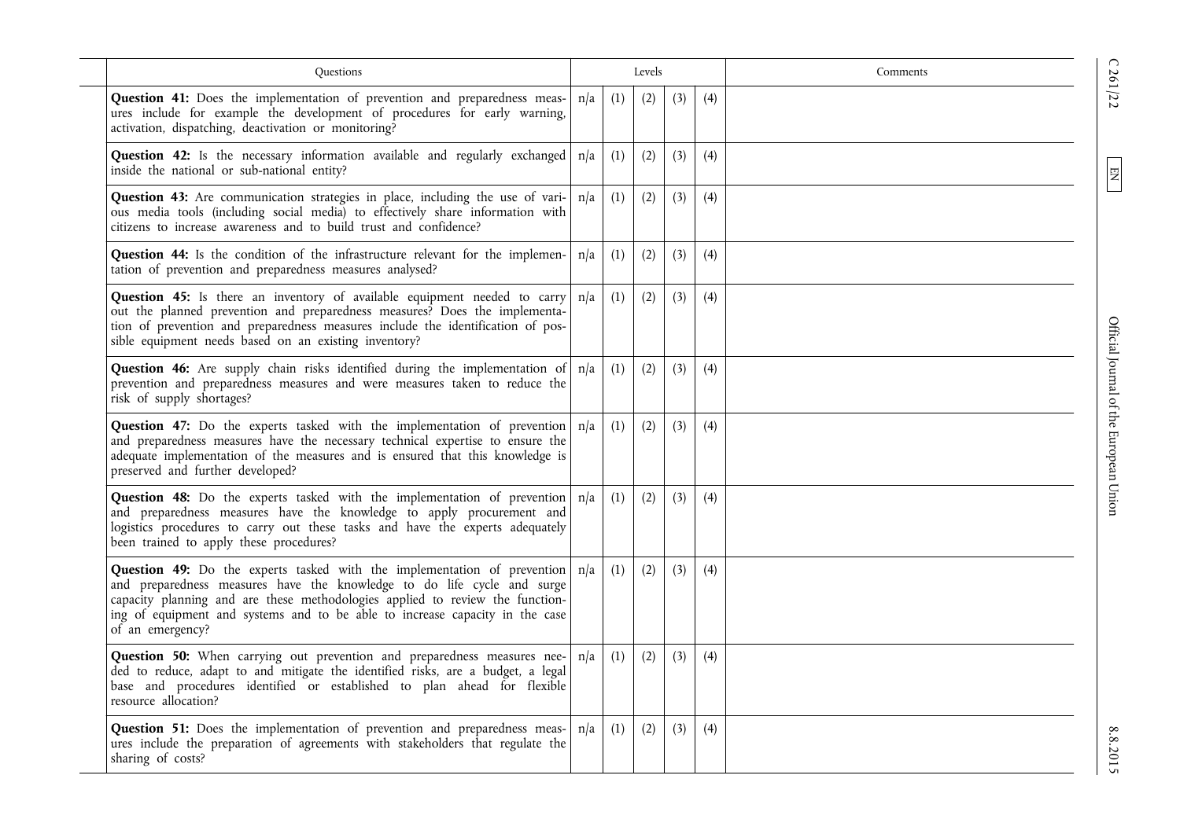| Questions | Levels | | | | | Comments |
|---|---|---|---|---|---|---|
| **Question 41:** Does the implementation of prevention and preparedness measures include for example the development of procedures for early warning, activation, dispatching, deactivation or monitoring? | n/a | (1) | (2) | (3) | (4) | |
| **Question 42:** Is the necessary information available and regularly exchanged inside the national or sub-national entity? | n/a | (1) | (2) | (3) | (4) | |
| **Question 43:** Are communication strategies in place, including the use of various media tools (including social media) to effectively share information with citizens to increase awareness and to build trust and confidence? | n/a | (1) | (2) | (3) | (4) | |
| **Question 44:** Is the condition of the infrastructure relevant for the implementation of prevention and preparedness measures analysed? | n/a | (1) | (2) | (3) | (4) | |
| **Question 45:** Is there an inventory of available equipment needed to carry out the planned prevention and preparedness measures? Does the implementation of prevention and preparedness measures include the identification of possible equipment needs based on an existing inventory? | n/a | (1) | (2) | (3) | (4) | |
| **Question 46:** Are supply chain risks identified during the implementation of prevention and preparedness measures and were measures taken to reduce the risk of supply shortages? | n/a | (1) | (2) | (3) | (4) | |
| **Question 47:** Do the experts tasked with the implementation of prevention and preparedness measures have the necessary technical expertise to ensure the adequate implementation of the measures and is ensured that this knowledge is preserved and further developed? | n/a | (1) | (2) | (3) | (4) | |
| **Question 48:** Do the experts tasked with the implementation of prevention and preparedness measures have the knowledge to apply procurement and logistics procedures to carry out these tasks and have the experts adequately been trained to apply these procedures? | n/a | (1) | (2) | (3) | (4) | |
| **Question 49:** Do the experts tasked with the implementation of prevention and preparedness measures have the knowledge to do life cycle and surge capacity planning and are these methodologies applied to review the functioning of equipment and systems and to be able to increase capacity in the case of an emergency? | n/a | (1) | (2) | (3) | (4) | |
| **Question 50:** When carrying out prevention and preparedness measures needed to reduce, adapt to and mitigate the identified risks, are a budget, a legal base and procedures identified or established to plan ahead for flexible resource allocation? | n/a | (1) | (2) | (3) | (4) | |
| **Question 51:** Does the implementation of prevention and preparedness measures include the preparation of agreements with stakeholders that regulate the sharing of costs? | n/a | (1) | (2) | (3) | (4) | |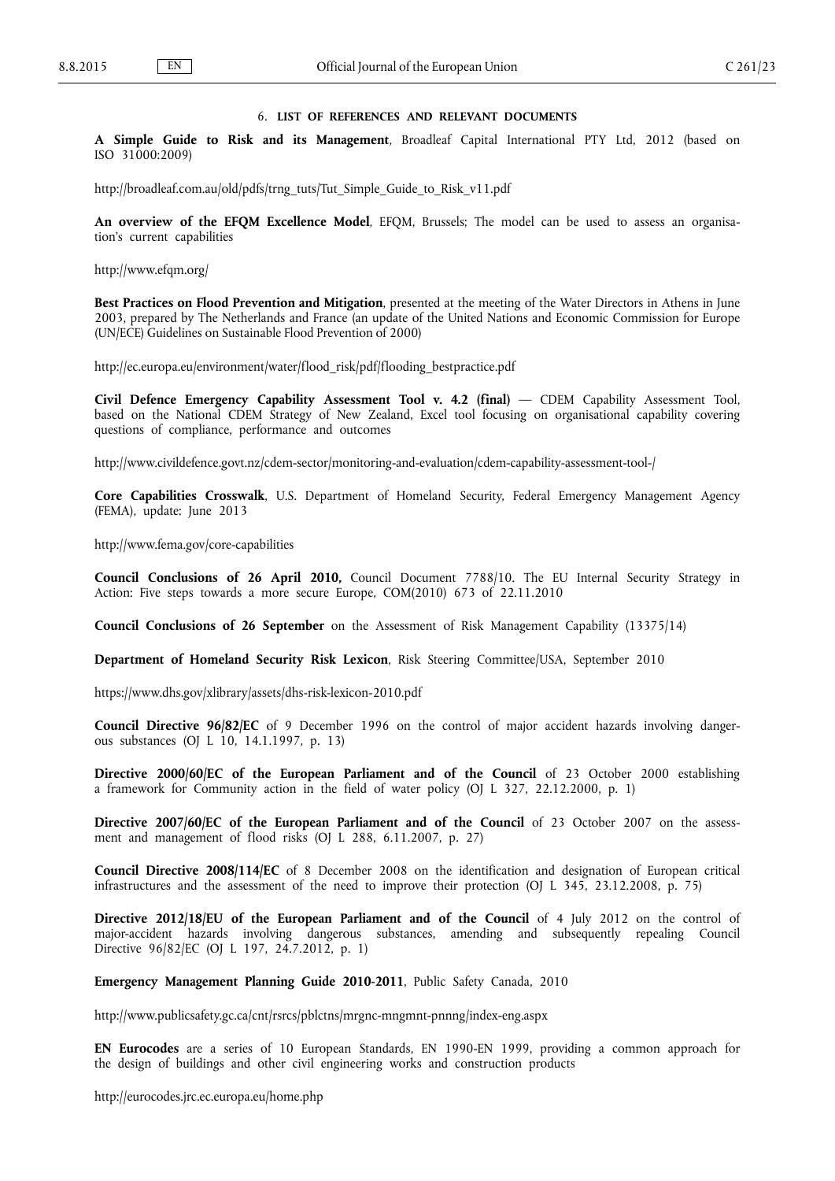## 6. LIST OF REFERENCES AND RELEVANT DOCUMENTS

**A Simple Guide to Risk and its Management**, Broadleaf Capital International PTY Ltd, 2012 (based on ISO 31000:2009)

http://broadleaf.com.au/old/pdfs/trng_tuts/Tut_Simple_Guide_to_Risk_v11.pdf

**An overview of the EFQM Excellence Model**, EFQM, Brussels; The model can be used to assess an organisation's current capabilities

http://www.efqm.org/

**Best Practices on Flood Prevention and Mitigation**, presented at the meeting of the Water Directors in Athens in June 2003, prepared by The Netherlands and France (an update of the United Nations and Economic Commission for Europe (UN/ECE) Guidelines on Sustainable Flood Prevention of 2000)

http://ec.europa.eu/environment/water/flood_risk/pdf/flooding_bestpractice.pdf

**Civil Defence Emergency Capability Assessment Tool v. 4.2 (final)** — CDEM Capability Assessment Tool, based on the National CDEM Strategy of New Zealand, Excel tool focusing on organisational capability covering questions of compliance, performance and outcomes

http://www.civildefence.govt.nz/cdem-sector/monitoring-and-evaluation/cdem-capability-assessment-tool-/

**Core Capabilities Crosswalk**, U.S. Department of Homeland Security, Federal Emergency Management Agency (FEMA), update: June 2013

http://www.fema.gov/core-capabilities

**Council Conclusions of 26 April 2010,** Council Document 7788/10. The EU Internal Security Strategy in Action: Five steps towards a more secure Europe, COM(2010) 673 of 22.11.2010

**Council Conclusions of 26 September** on the Assessment of Risk Management Capability (13375/14)

**Department of Homeland Security Risk Lexicon**, Risk Steering Committee/USA, September 2010

https://www.dhs.gov/xlibrary/assets/dhs-risk-lexicon-2010.pdf

**Council Directive 96/82/EC** of 9 December 1996 on the control of major accident hazards involving dangerous substances (OJ L 10, 14.1.1997, p. 13)

**Directive 2000/60/EC of the European Parliament and of the Council** of 23 October 2000 establishing a framework for Community action in the field of water policy (OJ L 327, 22.12.2000, p. 1)

**Directive 2007/60/EC of the European Parliament and of the Council** of 23 October 2007 on the assessment and management of flood risks (OJ L 288, 6.11.2007, p. 27)

**Council Directive 2008/114/EC** of 8 December 2008 on the identification and designation of European critical infrastructures and the assessment of the need to improve their protection (OJ L 345, 23.12.2008, p. 75)

**Directive 2012/18/EU of the European Parliament and of the Council** of 4 July 2012 on the control of major-accident hazards involving dangerous substances, amending and subsequently repealing Council Directive 96/82/EC (OJ L 197, 24.7.2012, p. 1)

**Emergency Management Planning Guide 2010-2011**, Public Safety Canada, 2010

http://www.publicsafety.gc.ca/cnt/rsrcs/pblctns/mrgnc-mngmnt-pnnng/index-eng.aspx

**EN Eurocodes** are a series of 10 European Standards, EN 1990-EN 1999, providing a common approach for the design of buildings and other civil engineering works and construction products

http://eurocodes.jrc.ec.europa.eu/home.php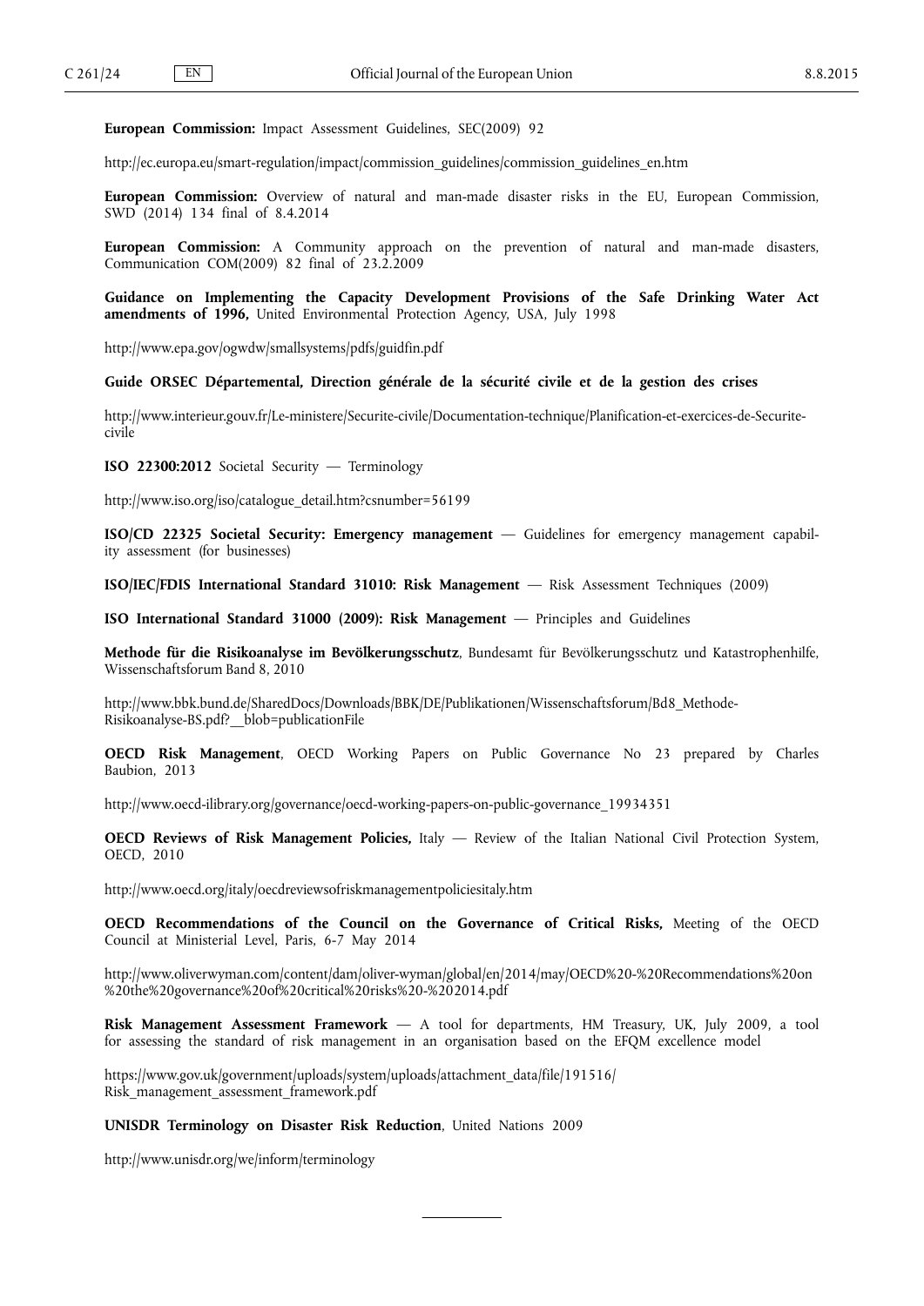**European Commission:** Impact Assessment Guidelines, SEC(2009) 92

http://ec.europa.eu/smart-regulation/impact/commission_guidelines/commission_guidelines_en.htm

**European Commission:** Overview of natural and man-made disaster risks in the EU, European Commission, SWD (2014) 134 final of 8.4.2014

**European Commission:** A Community approach on the prevention of natural and man-made disasters, Communication COM(2009) 82 final of 23.2.2009

**Guidance on Implementing the Capacity Development Provisions of the Safe Drinking Water Act amendments of 1996,** United Environmental Protection Agency, USA, July 1998

http://www.epa.gov/ogwdw/smallsystems/pdfs/guidfin.pdf

**Guide ORSEC Départemental, Direction générale de la sécurité civile et de la gestion des crises**

http://www.interieur.gouv.fr/Le-ministere/Securite-civile/Documentation-technique/Planification-et-exercices-de-Securite-civile

**ISO 22300:2012** Societal Security — Terminology

http://www.iso.org/iso/catalogue_detail.htm?csnumber=56199

**ISO/CD 22325 Societal Security: Emergency management** — Guidelines for emergency management capability assessment (for businesses)

**ISO/IEC/FDIS International Standard 31010: Risk Management** — Risk Assessment Techniques (2009)

**ISO International Standard 31000 (2009): Risk Management** — Principles and Guidelines

**Methode für die Risikoanalyse im Bevölkerungsschutz**, Bundesamt für Bevölkerungsschutz und Katastrophenhilfe, Wissenschaftsforum Band 8, 2010

http://www.bbk.bund.de/SharedDocs/Downloads/BBK/DE/Publikationen/Wissenschaftsforum/Bd8_Methode-Risikoanalyse-BS.pdf?__blob=publicationFile

**OECD Risk Management**, OECD Working Papers on Public Governance No 23 prepared by Charles Baubion, 2013

http://www.oecd-ilibrary.org/governance/oecd-working-papers-on-public-governance_19934351

**OECD Reviews of Risk Management Policies,** Italy — Review of the Italian National Civil Protection System, OECD, 2010

http://www.oecd.org/italy/oecdreviewsofriskmanagementpoliciesitaly.htm

**OECD Recommendations of the Council on the Governance of Critical Risks,** Meeting of the OECD Council at Ministerial Level, Paris, 6-7 May 2014

http://www.oliverwyman.com/content/dam/oliver-wyman/global/en/2014/may/OECD%20-%20Recommendations%20on%20the%20governance%20of%20critical%20risks%20-%202014.pdf

**Risk Management Assessment Framework** — A tool for departments, HM Treasury, UK, July 2009, a tool for assessing the standard of risk management in an organisation based on the EFQM excellence model

https://www.gov.uk/government/uploads/system/uploads/attachment_data/file/191516/Risk_management_assessment_framework.pdf

**UNISDR Terminology on Disaster Risk Reduction**, United Nations 2009

http://www.unisdr.org/we/inform/terminology